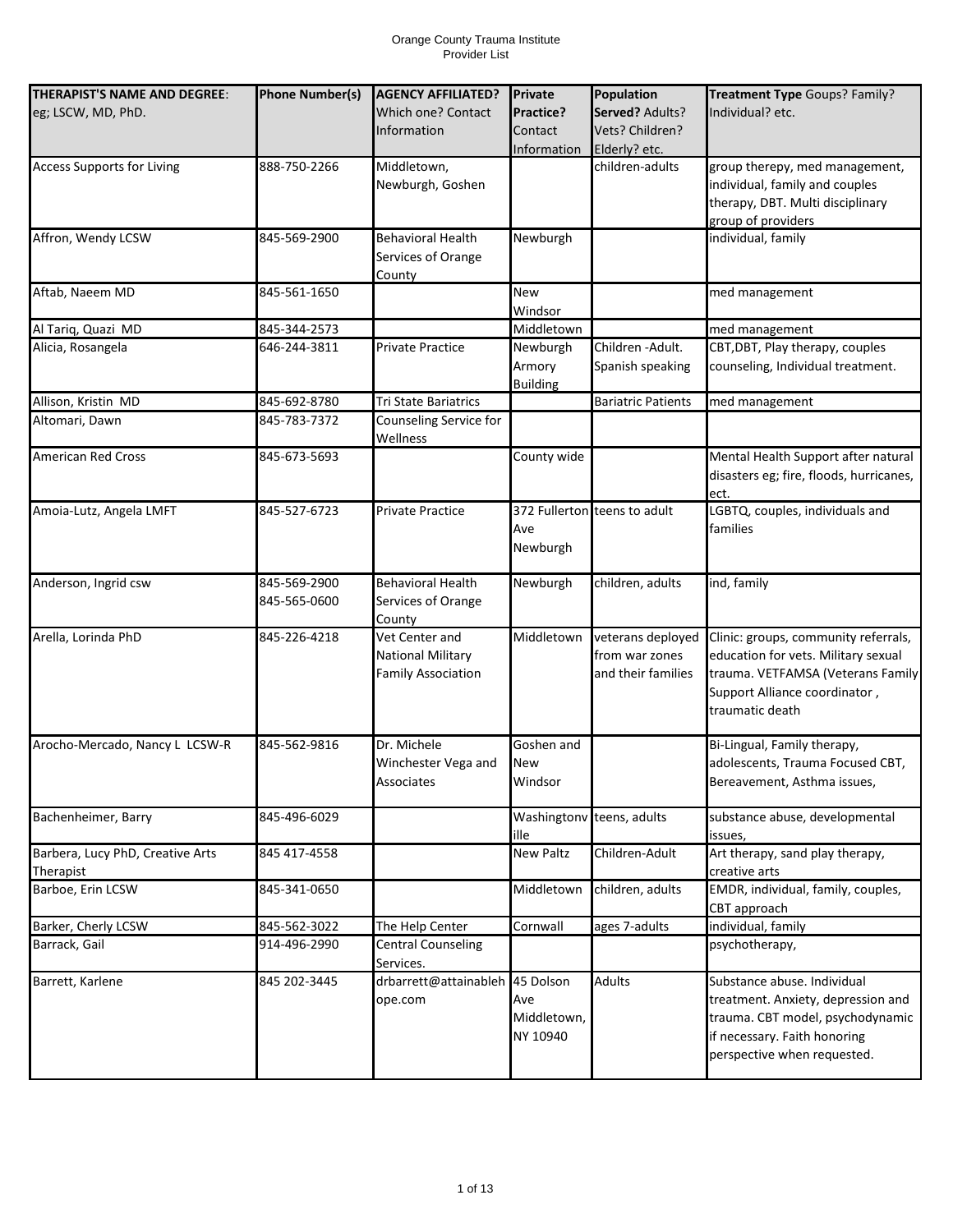Orange County Trauma Institute
Provider List

| THERAPIST'S NAME AND DEGREE: eg; LSCW, MD, PhD. | Phone Number(s) | AGENCY AFFILIATED? Which one? Contact Information | Private Practice? Contact Information | Population Served? Adults? Vets? Children? Elderly? etc. | Treatment Type Goups? Family? Individual? etc. |
|---|---|---|---|---|---|
| Access Supports for Living | 888-750-2266 | Middletown, Newburgh, Goshen | | children-adults | group therepy, med management, individual, family and couples therapy, DBT. Multi disciplinary group of providers |
| Affron, Wendy LCSW | 845-569-2900 | Behavioral Health Services of Orange County | Newburgh | | individual, family |
| Aftab, Naeem MD | 845-561-1650 | | New Windsor | | med management |
| Al Tariq, Quazi MD | 845-344-2573 | | Middletown | | med management |
| Alicia, Rosangela | 646-244-3811 | Private Practice | Newburgh Armory Building | Children -Adult. Spanish speaking | CBT,DBT, Play therapy, couples counseling, Individual treatment. |
| Allison, Kristin MD | 845-692-8780 | Tri State Bariatrics | | Bariatric Patients | med management |
| Altomari, Dawn | 845-783-7372 | Counseling Service for Wellness | | | |
| American Red Cross | 845-673-5693 | | County wide | | Mental Health Support after natural disasters eg; fire, floods, hurricanes, ect. |
| Amoia-Lutz, Angela LMFT | 845-527-6723 | Private Practice | 372 Fullerton Ave Newburgh | teens to adult | LGBTQ, couples, individuals and families |
| Anderson, Ingrid csw | 845-569-2900 845-565-0600 | Behavioral Health Services of Orange County | Newburgh | children, adults | ind, family |
| Arella, Lorinda PhD | 845-226-4218 | Vet Center and National Military Family Association | Middletown | veterans deployed from war zones and their families | Clinic: groups, community referrals, education for vets. Military sexual trauma. VETFAMSA (Veterans Family Support Alliance coordinator , traumatic death |
| Arocho-Mercado, Nancy L LCSW-R | 845-562-9816 | Dr. Michele Winchester Vega and Associates | Goshen and New Windsor | | Bi-Lingual, Family therapy, adolescents, Trauma Focused CBT, Bereavement, Asthma issues, |
| Bachenheimer, Barry | 845-496-6029 | | Washingtonville | teens, adults | substance abuse, developmental issues, |
| Barbera, Lucy PhD, Creative Arts Therapist | 845 417-4558 | | New Paltz | Children-Adult | Art therapy, sand play therapy, creative arts |
| Barboe, Erin LCSW | 845-341-0650 | | Middletown | children, adults | EMDR, individual, family, couples, CBT approach |
| Barker, Cherly LCSW | 845-562-3022 | The Help Center | Cornwall | ages 7-adults | individual, family |
| Barrack, Gail | 914-496-2990 | Central Counseling Services. | | | psychotherapy, |
| Barrett, Karlene | 845 202-3445 | drbarrett@attainablehope.com | 45 Dolson Ave Middletown, NY 10940 | Adults | Substance abuse. Individual treatment. Anxiety, depression and trauma. CBT model, psychodynamic if necessary. Faith honoring perspective when requested. |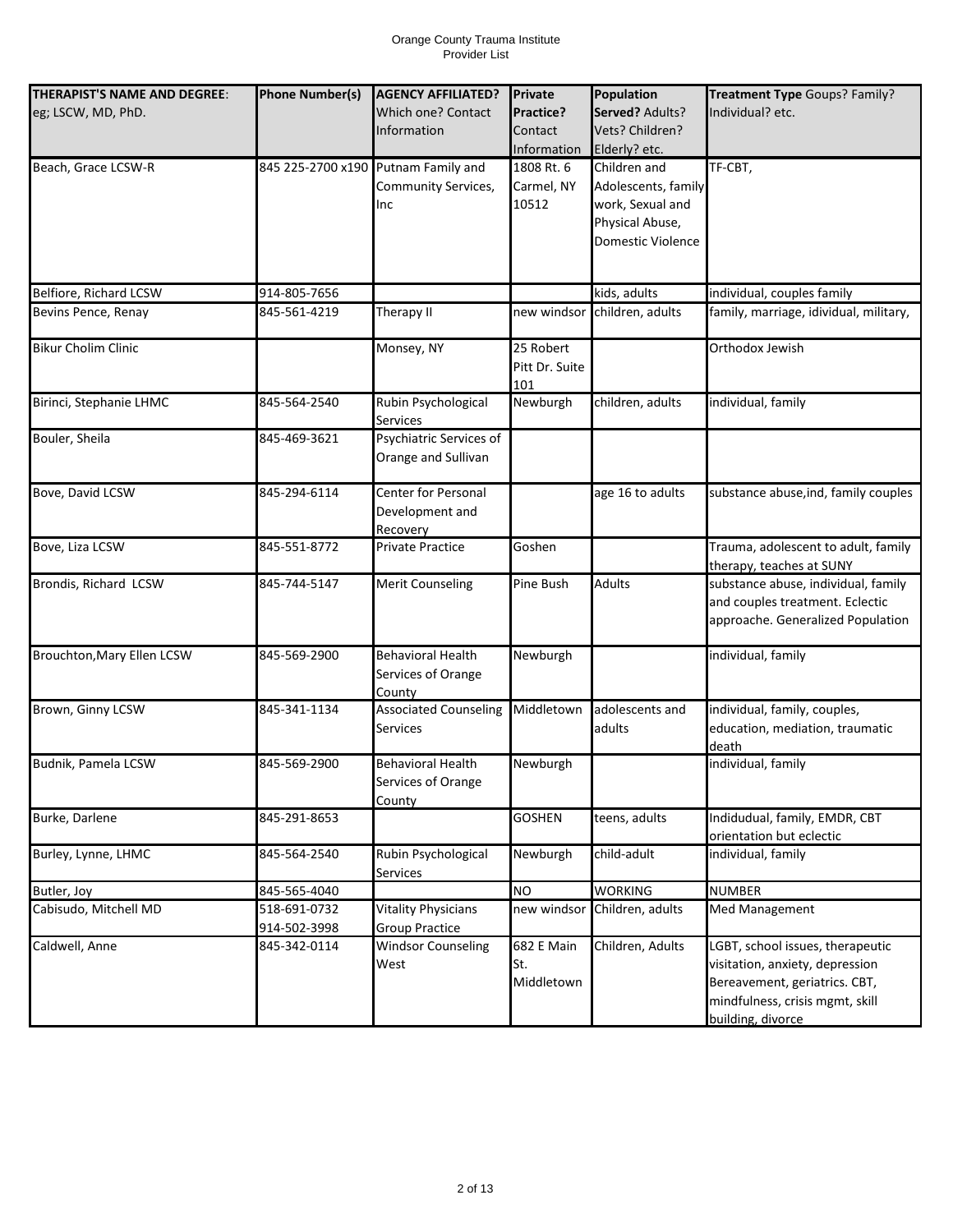| **THERAPIST'S NAME AND DEGREE**: eg; LSCW, MD, PhD. | **Phone Number(s)** | **AGENCY AFFILIATED?** Which one? Contact Information | **Private Practice?** Contact Information | **Population Served?** Adults? Vets? Children? Elderly? etc. | **Treatment Type** Goups? Family? Individual? etc. |
|---|---|---|---|---|---|
| Beach, Grace LCSW-R | 845 225-2700 x190 | Putnam Family and Community Services, Inc | 1808 Rt. 6 Carmel, NY 10512 | Children and Adolescents, family work, Sexual and Physical Abuse, Domestic Violence | TF-CBT, |
| Belfiore, Richard LCSW | 914-805-7656 | | | kids, adults | individual, couples family |
| Bevins Pence, Renay | 845-561-4219 | Therapy II | new windsor | children, adults | family, marriage, idividual, military, |
| Bikur Cholim Clinic | | Monsey, NY | 25 Robert Pitt Dr. Suite 101 | | Orthodox Jewish |
| Birinci, Stephanie LHMC | 845-564-2540 | Rubin Psychological Services | Newburgh | children, adults | individual, family |
| Bouler, Sheila | 845-469-3621 | Psychiatric Services of Orange and Sullivan | | | |
| Bove, David LCSW | 845-294-6114 | Center for Personal Development and Recovery | | age 16 to adults | substance abuse,ind, family couples |
| Bove, Liza LCSW | 845-551-8772 | Private Practice | Goshen | | Trauma, adolescent to adult, family therapy, teaches at SUNY |
| Brondis, Richard LCSW | 845-744-5147 | Merit Counseling | Pine Bush | Adults | substance abuse, individual, family and couples treatment. Eclectic approache. Generalized Population |
| Brouchton,Mary Ellen LCSW | 845-569-2900 | Behavioral Health Services of Orange County | Newburgh | | individual, family |
| Brown, Ginny LCSW | 845-341-1134 | Associated Counseling Services | Middletown | adolescents and adults | individual, family, couples, education, mediation, traumatic death |
| Budnik, Pamela LCSW | 845-569-2900 | Behavioral Health Services of Orange County | Newburgh | | individual, family |
| Burke, Darlene | 845-291-8653 | | GOSHEN | teens, adults | Indidudual, family, EMDR, CBT orientation but eclectic |
| Burley, Lynne, LHMC | 845-564-2540 | Rubin Psychological Services | Newburgh | child-adult | individual, family |
| Butler, Joy | 845-565-4040 | | NO | WORKING | NUMBER |
| Cabisudo, Mitchell MD | 518-691-0732 914-502-3998 | Vitality Physicians Group Practice | new windsor | Children, adults | Med Management |
| Caldwell, Anne | 845-342-0114 | Windsor Counseling West | 682 E Main St. Middletown | Children, Adults | LGBT, school issues, therapeutic visitation, anxiety, depression Bereavement, geriatrics. CBT, mindfulness, crisis mgmt, skill building, divorce |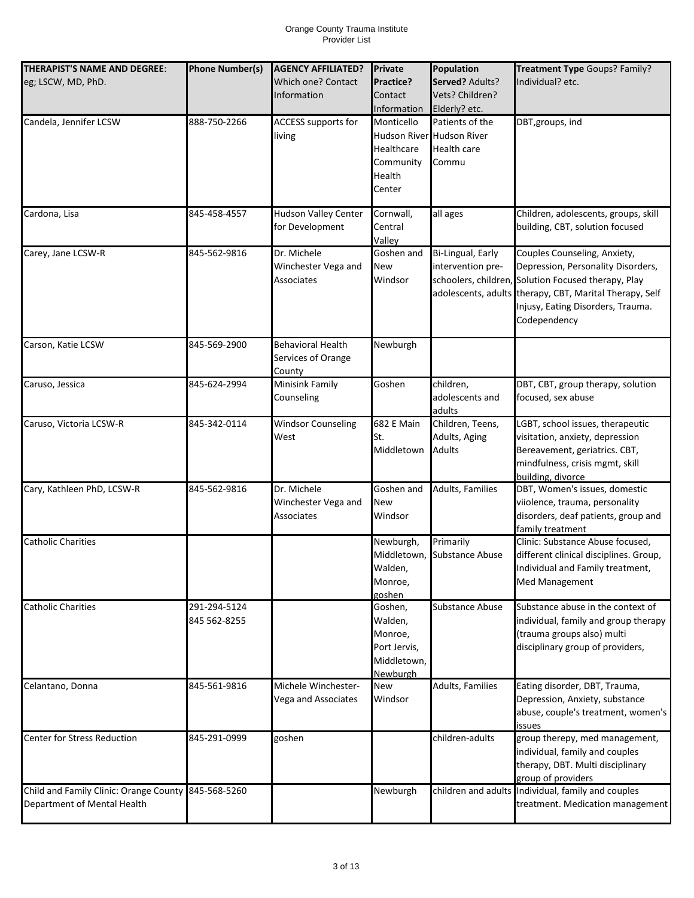Orange County Trauma Institute
Provider List

| **THERAPIST'S NAME AND DEGREE**: eg; LSCW, MD, PhD. | **Phone Number(s)** | **AGENCY AFFILIATED?** Which one? Contact Information | **Private Practice?** Contact Information | **Population Served?** Adults? Vets? Children? Elderly? etc. | **Treatment Type** Goups? Family? Individual? etc. |
|---|---|---|---|---|---|
| Candela, Jennifer LCSW | 888-750-2266 | ACCESS supports for living | Monticello Hudson River Healthcare Community Health Center | Patients of the Hudson River Health care Commu | DBT,groups, ind |
| Cardona, Lisa | 845-458-4557 | Hudson Valley Center for Development | Cornwall, Central Valley | all ages | Children, adolescents, groups, skill building, CBT, solution focused |
| Carey, Jane LCSW-R | 845-562-9816 | Dr. Michele Winchester Vega and Associates | Goshen and New Windsor | Bi-Lingual, Early intervention pre-schoolers, children, adolescents, adults | Couples Counseling, Anxiety, Depression, Personality Disorders, Solution Focused therapy, Play therapy, CBT, Marital Therapy, Self Injusy, Eating Disorders, Trauma. Codependency |
| Carson, Katie LCSW | 845-569-2900 | Behavioral Health Services of Orange County | Newburgh | | |
| Caruso, Jessica | 845-624-2994 | Minisink Family Counseling | Goshen | children, adolescents and adults | DBT, CBT, group therapy, solution focused, sex abuse |
| Caruso, Victoria LCSW-R | 845-342-0114 | Windsor Counseling West | 682 E Main St. Middletown | Children, Teens, Adults, Aging Adults | LGBT, school issues, therapeutic visitation, anxiety, depression Bereavement, geriatrics. CBT, mindfulness, crisis mgmt, skill building, divorce |
| Cary, Kathleen PhD, LCSW-R | 845-562-9816 | Dr. Michele Winchester Vega and Associates | Goshen and New Windsor | Adults, Families | DBT, Women's issues, domestic viiolence, trauma, personality disorders, deaf patients, group and family treatment |
| Catholic Charities | | | Newburgh, Middletown, Walden, Monroe, goshen | Primarily Substance Abuse | Clinic: Substance Abuse focused, different clinical disciplines. Group, Individual and Family treatment, Med Management |
| Catholic Charities | 291-294-5124 845 562-8255 | | Goshen, Walden, Monroe, Port Jervis, Middletown, Newburgh | Substance Abuse | Substance abuse in the context of individual, family and group therapy (trauma groups also) multi disciplinary group of providers, |
| Celantano, Donna | 845-561-9816 | Michele Winchester-Vega and Associates | New Windsor | Adults, Families | Eating disorder, DBT, Trauma, Depression, Anxiety, substance abuse, couple's treatment, women's issues |
| Center for Stress Reduction | 845-291-0999 | goshen | | children-adults | group therepy, med management, individual, family and couples therapy, DBT. Multi disciplinary group of providers |
| Child and Family Clinic: Orange County Department of Mental Health | 845-568-5260 | | Newburgh | children and adults | Individual, family and couples treatment. Medication management |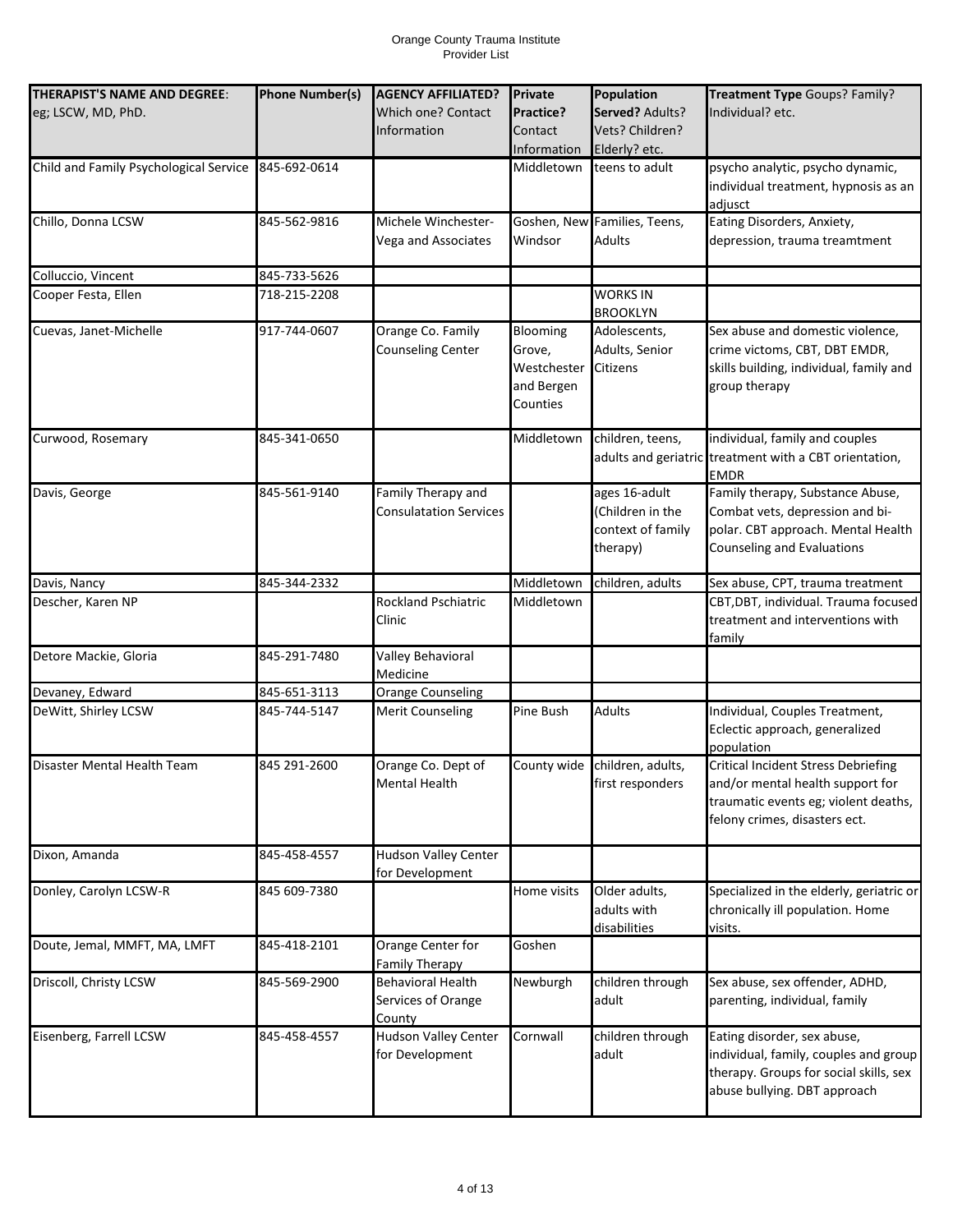Orange County Trauma Institute
Provider List

| THERAPIST'S NAME AND DEGREE: eg; LSCW, MD, PhD. | Phone Number(s) | AGENCY AFFILIATED? Which one? Contact Information | Private Practice? Contact Information | Population Served? Adults? Vets? Children? Elderly? etc. | Treatment Type Goups? Family? Individual? etc. |
|---|---|---|---|---|---|
| Child and Family Psychological Service | 845-692-0614 | | Middletown | teens to adult | psycho analytic, psycho dynamic, individual treatment, hypnosis as an adjusct |
| Chillo, Donna LCSW | 845-562-9816 | Michele Winchester-Vega and Associates | Goshen, New Windsor | Families, Teens, Adults | Eating Disorders, Anxiety, depression, trauma treamtment |
| Colluccio, Vincent | 845-733-5626 | | | | |
| Cooper Festa, Ellen | 718-215-2208 | | | WORKS IN BROOKLYN | |
| Cuevas, Janet-Michelle | 917-744-0607 | Orange Co. Family Counseling Center | Blooming Grove, Westchester and Bergen Counties | Adolescents, Adults, Senior Citizens | Sex abuse and domestic violence, crime victoms, CBT, DBT EMDR, skills building, individual, family and group therapy |
| Curwood, Rosemary | 845-341-0650 | | Middletown | children, teens, adults and geriatric | individual, family and couples treatment with a CBT orientation, EMDR |
| Davis, George | 845-561-9140 | Family Therapy and Consulatation Services | | ages 16-adult (Children in the context of family therapy) | Family therapy, Substance Abuse, Combat vets, depression and bi-polar. CBT approach. Mental Health Counseling and Evaluations |
| Davis, Nancy | 845-344-2332 | | Middletown | children, adults | Sex abuse, CPT, trauma treatment |
| Descher, Karen NP | | Rockland Pschiatric Clinic | Middletown | | CBT,DBT, individual. Trauma focused treatment and interventions with family |
| Detore Mackie, Gloria | 845-291-7480 | Valley Behavioral Medicine | | | |
| Devaney, Edward | 845-651-3113 | Orange Counseling | | | |
| DeWitt, Shirley LCSW | 845-744-5147 | Merit Counseling | Pine Bush | Adults | Individual, Couples Treatment, Eclectic approach, generalized population |
| Disaster Mental Health Team | 845 291-2600 | Orange Co. Dept of Mental Health | County wide | children, adults, first responders | Critical Incident Stress Debriefing and/or mental health support for traumatic events eg; violent deaths, felony crimes, disasters ect. |
| Dixon, Amanda | 845-458-4557 | Hudson Valley Center for Development | | | |
| Donley, Carolyn LCSW-R | 845 609-7380 | | Home visits | Older adults, adults with disabilities | Specialized in the elderly, geriatric or chronically ill population. Home visits. |
| Doute, Jemal, MMFT, MA, LMFT | 845-418-2101 | Orange Center for Family Therapy | Goshen | | |
| Driscoll, Christy LCSW | 845-569-2900 | Behavioral Health Services of Orange County | Newburgh | children through adult | Sex abuse, sex offender, ADHD, parenting, individual, family |
| Eisenberg, Farrell LCSW | 845-458-4557 | Hudson Valley Center for Development | Cornwall | children through adult | Eating disorder, sex abuse, individual, family, couples and group therapy. Groups for social skills, sex abuse bullying. DBT approach |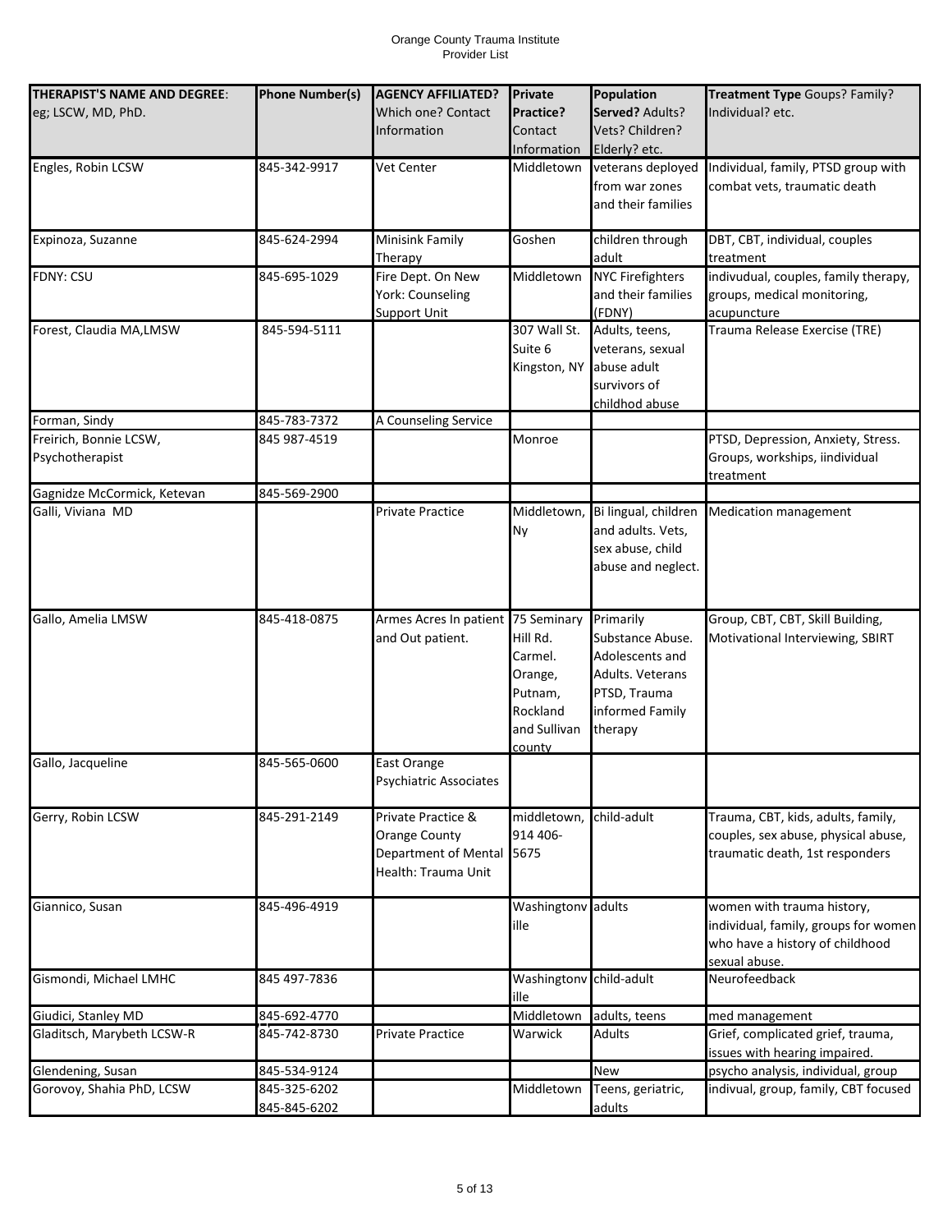# Orange County Trauma Institute
Provider List

| THERAPIST'S NAME AND DEGREE: eg; LSCW, MD, PhD. | Phone Number(s) | AGENCY AFFILIATED? Which one? Contact Information | Private Practice? Contact Information | Population Served? Adults? Vets? Children? Elderly? etc. | Treatment Type Goups? Family? Individual? etc. |
|---|---|---|---|---|---|
| Engles, Robin LCSW | 845-342-9917 | Vet Center | Middletown | veterans deployed from war zones and their families | Individual, family, PTSD group with combat vets, traumatic death |
| Expinoza, Suzanne | 845-624-2994 | Minisink Family Therapy | Goshen | children through adult | DBT, CBT, individual, couples treatment |
| FDNY: CSU | 845-695-1029 | Fire Dept. On New York: Counseling Support Unit | Middletown | NYC Firefighters and their families (FDNY) | indivudual, couples, family therapy, groups, medical monitoring, acupuncture |
| Forest, Claudia MA,LMSW | 845-594-5111 | | 307 Wall St. Suite 6 Kingston, NY | Adults, teens, veterans, sexual abuse adult survivors of childhod abuse | Trauma Release Exercise (TRE) |
| Forman, Sindy | 845-783-7372 | A Counseling Service | | | |
| Freirich, Bonnie LCSW, Psychotherapist | 845 987-4519 | | Monroe | | PTSD, Depression, Anxiety, Stress. Groups, workships, iindividual treatment |
| Gagnidze McCormick, Ketevan | 845-569-2900 | | | | |
| Galli, Viviana MD | | Private Practice | Middletown, Ny | Bi lingual, children and adults. Vets, sex abuse, child abuse and neglect. | Medication management |
| Gallo, Amelia LMSW | 845-418-0875 | Armes Acres In patient and Out patient. | 75 Seminary Hill Rd. Carmel. Orange, Putnam, Rockland and Sullivan county | Primarily Substance Abuse. Adolescents and Adults. Veterans PTSD, Trauma informed Family therapy | Group, CBT, CBT, Skill Building, Motivational Interviewing, SBIRT |
| Gallo, Jacqueline | 845-565-0600 | East Orange Psychiatric Associates | | | |
| Gerry, Robin LCSW | 845-291-2149 | Private Practice & Orange County Department of Mental Health: Trauma Unit | middletown, 914 406-5675 | child-adult | Trauma, CBT, kids, adults, family, couples, sex abuse, physical abuse, traumatic death, 1st responders |
| Giannico, Susan | 845-496-4919 | | Washingtonville | adults | women with trauma history, individual, family, groups for women who have a history of childhood sexual abuse. |
| Gismondi, Michael LMHC | 845 497-7836 | | Washingtonville | child-adult | Neurofeedback |
| Giudici, Stanley MD | 845-692-4770 | | Middletown | adults, teens | med management |
| Gladitsch, Marybeth LCSW-R | 845-742-8730 | Private Practice | Warwick | Adults | Grief, complicated grief, trauma, issues with hearing impaired. |
| Glendening, Susan | 845-534-9124 | | | New | psycho analysis, individual, group |
| Gorovoy, Shahia PhD, LCSW | 845-325-6202 845-845-6202 | | Middletown | Teens, geriatric, adults | indivual, group, family, CBT focused |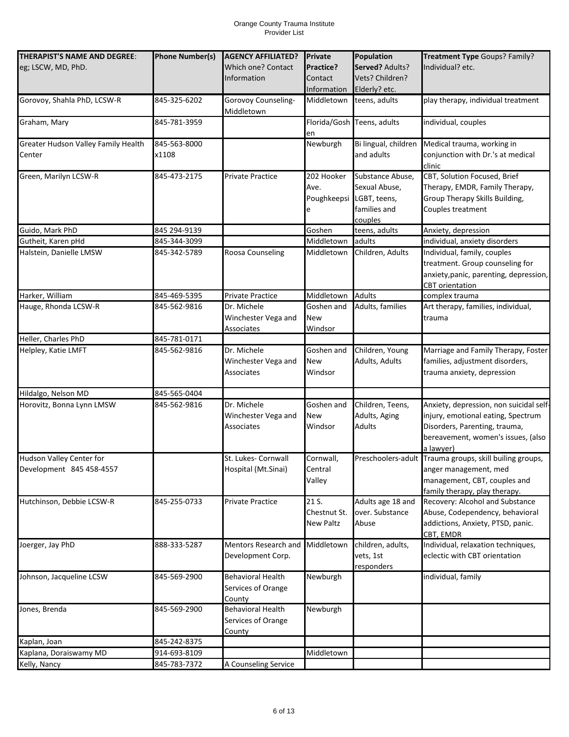| THERAPIST'S NAME AND DEGREE: eg; LSCW, MD, PhD. | Phone Number(s) | AGENCY AFFILIATED? Which one? Contact Information | Private Practice? Contact Information | Population Served? Adults? Vets? Children? Elderly? etc. | Treatment Type Goups? Family? Individual? etc. |
|---|---|---|---|---|---|
| Gorovoy, Shahla PhD, LCSW-R | 845-325-6202 | Gorovoy Counseling-Middletown | Middletown | teens, adults | play therapy, individual treatment |
| Graham, Mary | 845-781-3959 | | Florida/Goshen | Teens, adults | individual, couples |
| Greater Hudson Valley Family Health Center | 845-563-8000 x1108 | | Newburgh | Bi lingual, children and adults | Medical trauma, working in conjunction with Dr.'s at medical clinic |
| Green, Marilyn LCSW-R | 845-473-2175 | Private Practice | 202 Hooker Ave. Poughkeepsie | Substance Abuse, Sexual Abuse, LGBT, teens, families and couples | CBT, Solution Focused, Brief Therapy, EMDR, Family Therapy, Group Therapy Skills Building, Couples treatment |
| Guido, Mark PhD | 845 294-9139 | | Goshen | teens, adults | Anxiety, depression |
| Gutheit, Karen pHd | 845-344-3099 | | Middletown | adults | individual, anxiety disorders |
| Halstein, Danielle LMSW | 845-342-5789 | Roosa Counseling | Middletown | Children, Adults | Individual, family, couples treatment. Group counseling for anxiety,panic, parenting, depression, CBT orientation |
| Harker, William | 845-469-5395 | Private Practice | Middletown | Adults | complex trauma |
| Hauge, Rhonda LCSW-R | 845-562-9816 | Dr. Michele Winchester Vega and Associates | Goshen and New Windsor | Adults, families | Art therapy, families, individual, trauma |
| Heller, Charles PhD | 845-781-0171 | | | | |
| Helpley, Katie LMFT | 845-562-9816 | Dr. Michele Winchester Vega and Associates | Goshen and New Windsor | Children, Young Adults, Adults | Marriage and Family Therapy, Foster families, adjustment disorders, trauma anxiety, depression |
| Hildalgo, Nelson MD | 845-565-0404 | | | | |
| Horovitz, Bonna Lynn LMSW | 845-562-9816 | Dr. Michele Winchester Vega and Associates | Goshen and New Windsor | Children, Teens, Adults, Aging Adults | Anxiety, depression, non suicidal self-injury, emotional eating, Spectrum Disorders, Parenting, trauma, bereavement, women's issues, (also a lawyer) |
| Hudson Valley Center for Development 845 458-4557 | | St. Lukes- Cornwall Hospital (Mt.Sinai) | Cornwall, Central Valley | Preschoolers-adult | Trauma groups, skill builing groups, anger management, med management, CBT, couples and family therapy, play therapy. |
| Hutchinson, Debbie LCSW-R | 845-255-0733 | Private Practice | 21 S. Chestnut St. New Paltz | Adults age 18 and over. Substance Abuse | Recovery: Alcohol and Substance Abuse, Codependency, behavioral addictions, Anxiety, PTSD, panic. CBT, EMDR |
| Joerger, Jay PhD | 888-333-5287 | Mentors Research and Development Corp. | Middletown | children, adults, vets, 1st responders | Individual, relaxation techniques, eclectic with CBT orientation |
| Johnson, Jacqueline LCSW | 845-569-2900 | Behavioral Health Services of Orange County | Newburgh | | individual, family |
| Jones, Brenda | 845-569-2900 | Behavioral Health Services of Orange County | Newburgh | | |
| Kaplan, Joan | 845-242-8375 | | | | |
| Kaplana, Doraiswamy MD | 914-693-8109 | | Middletown | | |
| Kelly, Nancy | 845-783-7372 | A Counseling Service | | | |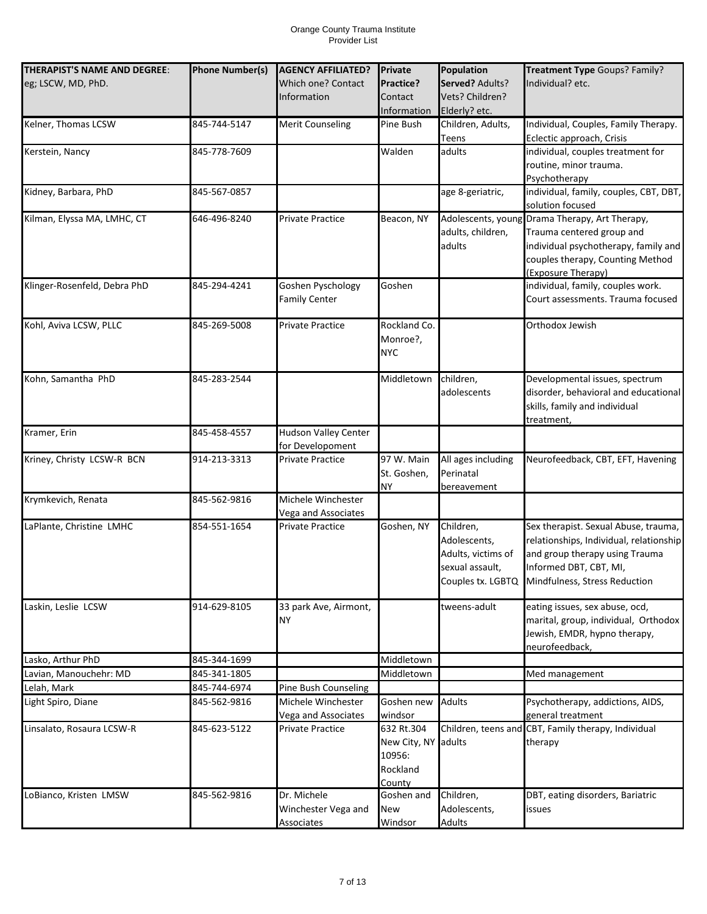| THERAPIST'S NAME AND DEGREE: eg; LSCW, MD, PhD. | Phone Number(s) | AGENCY AFFILIATED? Which one? Contact Information | Private Practice? Contact Information | Population Served? Adults? Vets? Children? Elderly? etc. | Treatment Type Goups? Family? Individual? etc. |
|---|---|---|---|---|---|
| Kelner, Thomas LCSW | 845-744-5147 | Merit Counseling | Pine Bush | Children, Adults, Teens | Individual, Couples, Family Therapy. Eclectic approach, Crisis |
| Kerstein, Nancy | 845-778-7609 | | Walden | adults | individual, couples treatment for routine, minor trauma. Psychotherapy |
| Kidney, Barbara, PhD | 845-567-0857 | | | age 8-geriatric, | individual, family, couples, CBT, DBT, solution focused |
| Kilman, Elyssa MA, LMHC, CT | 646-496-8240 | Private Practice | Beacon, NY | Adolescents, young adults, children, adults | Drama Therapy, Art Therapy, Trauma centered group and individual psychotherapy, family and couples therapy, Counting Method (Exposure Therapy) |
| Klinger-Rosenfeld, Debra PhD | 845-294-4241 | Goshen Pyschology Family Center | Goshen | | individual, family, couples work. Court assessments. Trauma focused |
| Kohl, Aviva LCSW, PLLC | 845-269-5008 | Private Practice | Rockland Co. Monroe?, NYC | | Orthodox Jewish |
| Kohn, Samantha PhD | 845-283-2544 | | Middletown | children, adolescents | Developmental issues, spectrum disorder, behavioral and educational skills, family and individual treatment, |
| Kramer, Erin | 845-458-4557 | Hudson Valley Center for Developoment | | | |
| Kriney, Christy LCSW-R BCN | 914-213-3313 | Private Practice | 97 W. Main St. Goshen, NY | All ages including Perinatal bereavement | Neurofeedback, CBT, EFT, Havening |
| Krymkevich, Renata | 845-562-9816 | Michele Winchester Vega and Associates | | | |
| LaPlante, Christine LMHC | 854-551-1654 | Private Practice | Goshen, NY | Children, Adolescents, Adults, victims of sexual assault, Couples tx. LGBTQ | Sex therapist. Sexual Abuse, trauma, relationships, Individual, relationship and group therapy using Trauma Informed DBT, CBT, MI, Mindfulness, Stress Reduction |
| Laskin, Leslie LCSW | 914-629-8105 | 33 park Ave, Airmont, NY | | tweens-adult | eating issues, sex abuse, ocd, marital, group, individual, Orthodox Jewish, EMDR, hypno therapy, neurofeedback, |
| Lasko, Arthur PhD | 845-344-1699 | | Middletown | | |
| Lavian, Manouchehr: MD | 845-341-1805 | | Middletown | | Med management |
| Lelah, Mark | 845-744-6974 | Pine Bush Counseling | | | |
| Light Spiro, Diane | 845-562-9816 | Michele Winchester Vega and Associates | Goshen new windsor | Adults | Psychotherapy, addictions, AIDS, general treatment |
| Linsalato, Rosaura LCSW-R | 845-623-5122 | Private Practice | 632 Rt.304 New City, NY 10956: Rockland County | Children, teens and adults | CBT, Family therapy, Individual therapy |
| LoBianco, Kristen LMSW | 845-562-9816 | Dr. Michele Winchester Vega and Associates | Goshen and New Windsor | Children, Adolescents, Adults | DBT, eating disorders, Bariatric issues |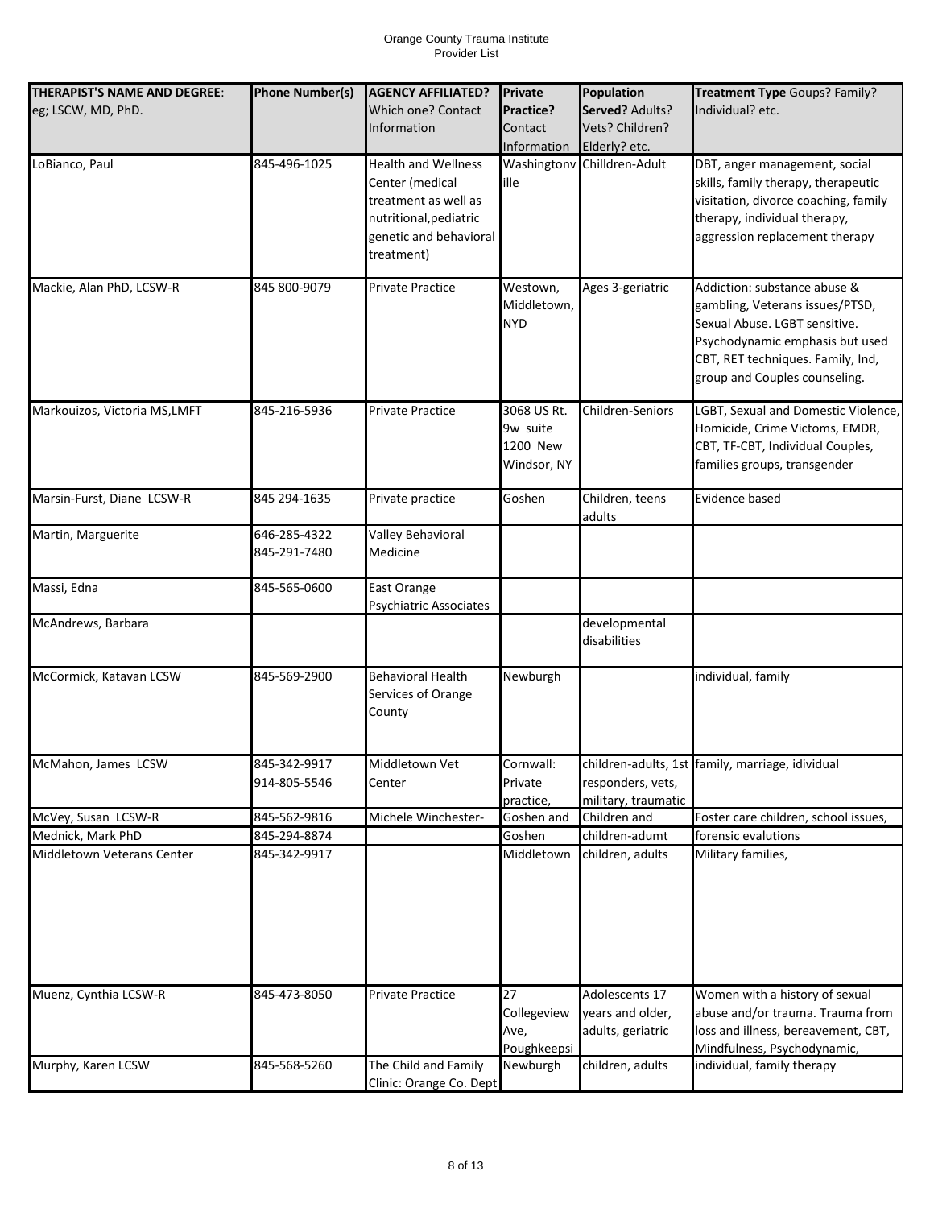| THERAPIST'S NAME AND DEGREE: eg; LSCW, MD, PhD. | Phone Number(s) | AGENCY AFFILIATED? Which one? Contact Information | Private Practice? Contact Information | Population Served? Adults? Vets? Children? Elderly? etc. | Treatment Type Goups? Family? Individual? etc. |
|---|---|---|---|---|---|
| LoBianco, Paul | 845-496-1025 | Health and Wellness Center (medical treatment as well as nutritional,pediatric genetic and behavioral treatment) | Washingtonville | Chilldren-Adult | DBT, anger management, social skills, family therapy, therapeutic visitation, divorce coaching, family therapy, individual therapy, aggression replacement therapy |
| Mackie, Alan PhD, LCSW-R | 845 800-9079 | Private Practice | Westown, Middletown, NYD | Ages 3-geriatric | Addiction: substance abuse & gambling, Veterans issues/PTSD, Sexual Abuse. LGBT sensitive. Psychodynamic emphasis but used CBT, RET techniques. Family, Ind, group and Couples counseling. |
| Markouizos, Victoria MS,LMFT | 845-216-5936 | Private Practice | 3068 US Rt. 9w suite 1200 New Windsor, NY | Children-Seniors | LGBT, Sexual and Domestic Violence, Homicide, Crime Victoms, EMDR, CBT, TF-CBT, Individual Couples, families groups, transgender |
| Marsin-Furst, Diane LCSW-R | 845 294-1635 | Private practice | Goshen | Children, teens adults | Evidence based |
| Martin, Marguerite | 646-285-4322 845-291-7480 | Valley Behavioral Medicine | | | |
| Massi, Edna | 845-565-0600 | East Orange Psychiatric Associates | | | |
| McAndrews, Barbara | | | | developmental disabilities | |
| McCormick, Katavan LCSW | 845-569-2900 | Behavioral Health Services of Orange County | Newburgh | | individual, family |
| McMahon, James LCSW | 845-342-9917 914-805-5546 | Middletown Vet Center | Cornwall: Private practice, | children-adults, 1st responders, vets, military, traumatic | family, marriage, idividual |
| McVey, Susan LCSW-R | 845-562-9816 | Michele Winchester- | Goshen and | Children and | Foster care children, school issues, |
| Mednick, Mark PhD | 845-294-8874 | | Goshen | children-adumt | forensic evalutions |
| Middletown Veterans Center | 845-342-9917 | | Middletown | children, adults | Military families, |
| Muenz, Cynthia LCSW-R | 845-473-8050 | Private Practice | 27 Collegeview Ave, Poughkeepsi | Adolescents 17 years and older, adults, geriatric | Women with a history of sexual abuse and/or trauma. Trauma from loss and illness, bereavement, CBT, Mindfulness, Psychodynamic, |
| Murphy, Karen LCSW | 845-568-5260 | The Child and Family Clinic: Orange Co. Dept | Newburgh | children, adults | individual, family therapy |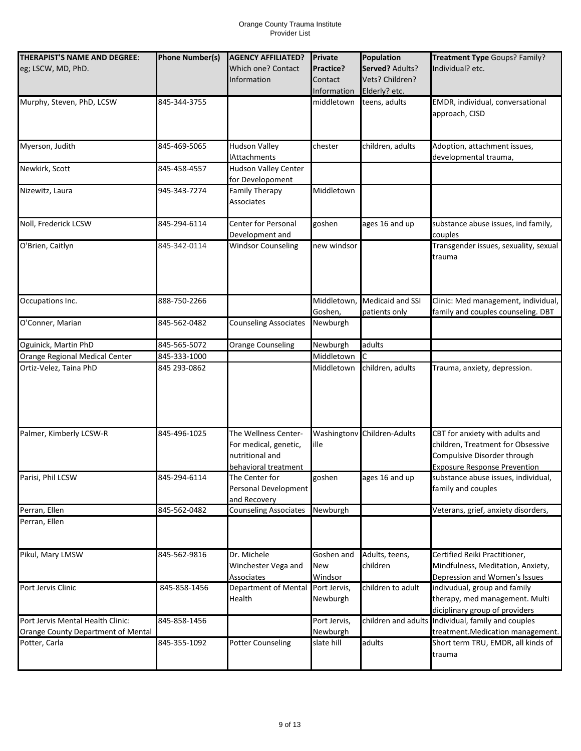| THERAPIST'S NAME AND DEGREE: eg; LSCW, MD, PhD. | Phone Number(s) | AGENCY AFFILIATED? Which one? Contact Information | Private Practice? Contact Information | Population Served? Adults? Vets? Children? Elderly? etc. | Treatment Type Goups? Family? Individual? etc. |
|---|---|---|---|---|---|
| Murphy, Steven, PhD, LCSW | 845-344-3755 | | middletown | teens, adults | EMDR, individual, conversational approach, CISD |
| Myerson, Judith | 845-469-5065 | Hudson Valley lAttachments | chester | children, adults | Adoption, attachment issues, developmental trauma, |
| Newkirk, Scott | 845-458-4557 | Hudson Valley Center for Developoment | | | |
| Nizewitz, Laura | 945-343-7274 | Family Therapy Associates | Middletown | | |
| Noll, Frederick LCSW | 845-294-6114 | Center for Personal Development and | goshen | ages 16 and up | substance abuse issues, ind family, couples |
| O'Brien, Caitlyn | 845-342-0114 | Windsor Counseling | new windsor | | Transgender issues, sexuality, sexual trauma |
| Occupations Inc. | 888-750-2266 | | Middletown, Goshen, | Medicaid and SSI patients only | Clinic: Med management, individual, family and couples counseling. DBT |
| O'Conner, Marian | 845-562-0482 | Counseling Associates | Newburgh | | |
| Oguinick, Martin PhD | 845-565-5072 | Orange Counseling | Newburgh | adults | |
| Orange Regional Medical Center | 845-333-1000 | | Middletown | C | |
| Ortiz-Velez, Taina PhD | 845 293-0862 | | Middletown | children, adults | Trauma, anxiety, depression. |
| Palmer, Kimberly LCSW-R | 845-496-1025 | The Wellness Center-For medical, genetic, nutritional and behavioral treatment | Washingtonville | Children-Adults | CBT for anxiety with adults and children, Treatment for Obsessive Compulsive Disorder through Exposure Response Prevention |
| Parisi, Phil LCSW | 845-294-6114 | The Center for Personal Development and Recovery | goshen | ages 16 and up | substance abuse issues, individual, family and couples |
| Perran, Ellen | 845-562-0482 | Counseling Associates | Newburgh | | Veterans, grief, anxiety disorders, |
| Perran, Ellen | | | | | |
| Pikul, Mary LMSW | 845-562-9816 | Dr. Michele Winchester Vega and Associates | Goshen and New Windsor | Adults, teens, children | Certified Reiki Practitioner, Mindfulness, Meditation, Anxiety, Depression and Women's Issues |
| Port Jervis Clinic | 845-858-1456 | Department of Mental Health | Port Jervis, Newburgh | children to adult | indivudual, group and family therapy, med management. Multi diciplinary group of providers |
| Port Jervis Mental Health Clinic: Orange County Department of Mental | 845-858-1456 | | Port Jervis, Newburgh | children and adults | Individual, family and couples treatment.Medication management. |
| Potter, Carla | 845-355-1092 | Potter Counseling | slate hill | adults | Short term TRU, EMDR, all kinds of trauma |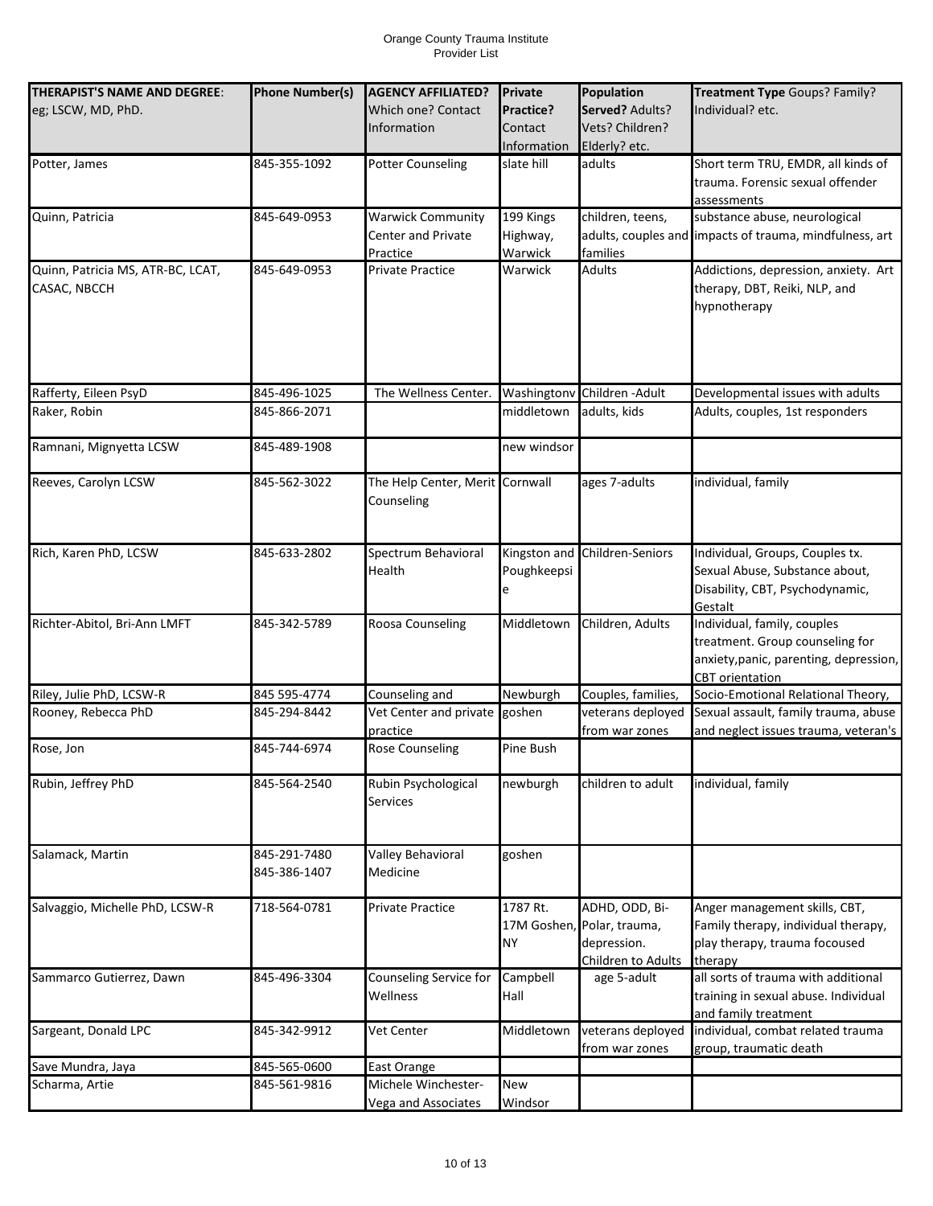Orange County Trauma Institute
Provider List

| THERAPIST'S NAME AND DEGREE: eg; LSCW, MD, PhD. | Phone Number(s) | AGENCY AFFILIATED? Which one? Contact Information | Private Practice? Contact Information | Population Served? Adults? Vets? Children? Elderly? etc. | Treatment Type Goups? Family? Individual? etc. |
|---|---|---|---|---|---|
| Potter, James | 845-355-1092 | Potter Counseling | slate hill | adults | Short term TRU, EMDR, all kinds of trauma. Forensic sexual offender assessments |
| Quinn, Patricia | 845-649-0953 | Warwick Community Center and Private Practice | 199 Kings Highway, Warwick | children, teens, adults, couples and families | substance abuse, neurological impacts of trauma, mindfulness, art |
| Quinn, Patricia MS, ATR-BC, LCAT, CASAC, NBCCH | 845-649-0953 | Private Practice | Warwick | Adults | Addictions, depression, anxiety. Art therapy, DBT, Reiki, NLP, and hypnotherapy |
| Rafferty, Eileen PsyD | 845-496-1025 | The Wellness Center. | Washingtonv | Children -Adult | Developmental issues with adults |
| Raker, Robin | 845-866-2071 | | middletown | adults, kids | Adults, couples, 1st responders |
| Ramnani, Mignyetta LCSW | 845-489-1908 | | new windsor | | |
| Reeves, Carolyn LCSW | 845-562-3022 | The Help Center, Merit Counseling | Cornwall | ages 7-adults | individual, family |
| Rich, Karen PhD, LCSW | 845-633-2802 | Spectrum Behavioral Health | Kingston and Poughkeepsie | Children-Seniors | Individual, Groups, Couples tx. Sexual Abuse, Substance about, Disability, CBT, Psychodynamic, Gestalt |
| Richter-Abitol, Bri-Ann LMFT | 845-342-5789 | Roosa Counseling | Middletown | Children, Adults | Individual, family, couples treatment. Group counseling for anxiety,panic, parenting, depression, CBT orientation |
| Riley, Julie PhD, LCSW-R | 845 595-4774 | Counseling and | Newburgh | Couples, families, | Socio-Emotional Relational Theory, |
| Rooney, Rebecca PhD | 845-294-8442 | Vet Center and private practice | goshen | veterans deployed from war zones | Sexual assault, family trauma, abuse and neglect issues trauma, veteran's |
| Rose, Jon | 845-744-6974 | Rose Counseling | Pine Bush | | |
| Rubin, Jeffrey PhD | 845-564-2540 | Rubin Psychological Services | newburgh | children to adult | individual, family |
| Salamack, Martin | 845-291-7480 845-386-1407 | Valley Behavioral Medicine | goshen | | |
| Salvaggio, Michelle PhD, LCSW-R | 718-564-0781 | Private Practice | 1787 Rt. 17M Goshen, NY | ADHD, ODD, Bi-Polar, trauma, depression. Children to Adults | Anger management skills, CBT, Family therapy, individual therapy, play therapy, trauma focoused therapy |
| Sammarco Gutierrez, Dawn | 845-496-3304 | Counseling Service for Wellness | Campbell Hall | age 5-adult | all sorts of trauma with additional training in sexual abuse. Individual and family treatment |
| Sargeant, Donald LPC | 845-342-9912 | Vet Center | Middletown | veterans deployed from war zones | individual, combat related trauma group, traumatic death |
| Save Mundra, Jaya | 845-565-0600 | East Orange | | | |
| Scharma, Artie | 845-561-9816 | Michele Winchester-Vega and Associates | New Windsor | | |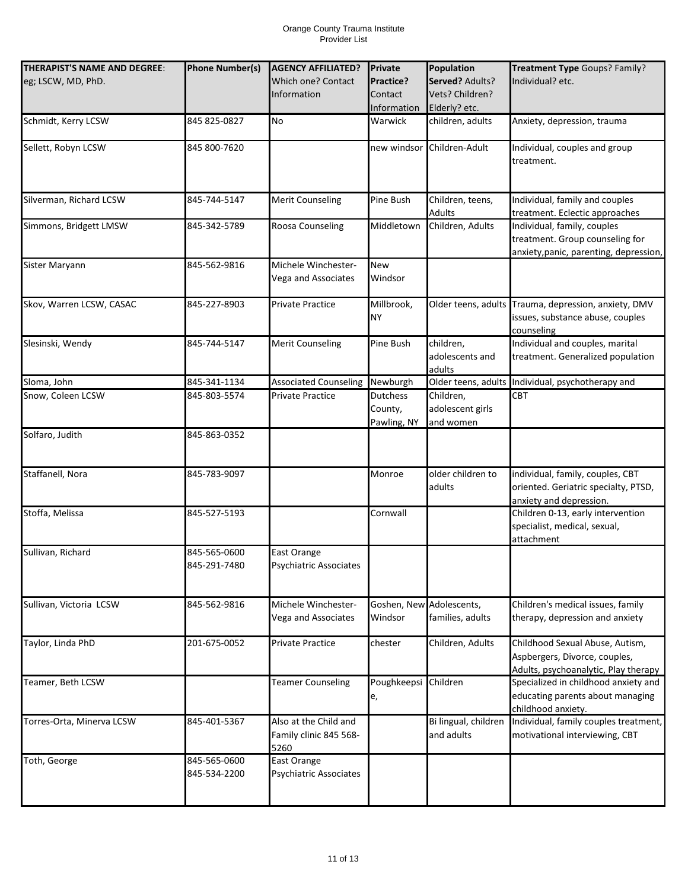| THERAPIST'S NAME AND DEGREE: eg; LSCW, MD, PhD. | Phone Number(s) | AGENCY AFFILIATED? Which one? Contact Information | Private Practice? Contact Information | Population Served? Adults? Vets? Children? Elderly? etc. | Treatment Type Goups? Family? Individual? etc. |
|---|---|---|---|---|---|
| Schmidt, Kerry LCSW | 845 825-0827 | No | Warwick | children, adults | Anxiety, depression, trauma |
| Sellett, Robyn LCSW | 845 800-7620 | | new windsor | Children-Adult | Individual, couples and group treatment. |
| Silverman, Richard LCSW | 845-744-5147 | Merit Counseling | Pine Bush | Children, teens, Adults | Individual, family and couples treatment. Eclectic approaches |
| Simmons, Bridgett LMSW | 845-342-5789 | Roosa Counseling | Middletown | Children, Adults | Individual, family, couples treatment. Group counseling for anxiety,panic, parenting, depression, |
| Sister Maryann | 845-562-9816 | Michele Winchester-Vega and Associates | New Windsor | | |
| Skov, Warren LCSW, CASAC | 845-227-8903 | Private Practice | Millbrook, NY | Older teens, adults | Trauma, depression, anxiety, DMV issues, substance abuse, couples counseling |
| Slesinski, Wendy | 845-744-5147 | Merit Counseling | Pine Bush | children, adolescents and adults | Individual and couples, marital treatment. Generalized population |
| Sloma, John | 845-341-1134 | Associated Counseling | Newburgh | Older teens, adults | Individual, psychotherapy and |
| Snow, Coleen LCSW | 845-803-5574 | Private Practice | Dutchess County, Pawling, NY | Children, adolescent girls and women | CBT |
| Solfaro, Judith | 845-863-0352 | | | | |
| Staffanell, Nora | 845-783-9097 | | Monroe | older children to adults | individual, family, couples, CBT oriented. Geriatric specialty, PTSD, anxiety and depression. |
| Stoffa, Melissa | 845-527-5193 | | Cornwall | | Children 0-13, early intervention specialist, medical, sexual, attachment |
| Sullivan, Richard | 845-565-0600 845-291-7480 | East Orange Psychiatric Associates | | | |
| Sullivan, Victoria LCSW | 845-562-9816 | Michele Winchester-Vega and Associates | Goshen, New Windsor | Adolescents, families, adults | Children's medical issues, family therapy, depression and anxiety |
| Taylor, Linda PhD | 201-675-0052 | Private Practice | chester | Children, Adults | Childhood Sexual Abuse, Autism, Aspbergers, Divorce, couples, Adults, psychoanalytic, Play therapy |
| Teamer, Beth LCSW | | Teamer Counseling | Poughkeepsie, | Children | Specialized in childhood anxiety and educating parents about managing childhood anxiety. |
| Torres-Orta, Minerva LCSW | 845-401-5367 | Also at the Child and Family clinic 845 568-5260 | | Bi lingual, children and adults | Individual, family couples treatment, motivational interviewing, CBT |
| Toth, George | 845-565-0600 845-534-2200 | East Orange Psychiatric Associates | | | |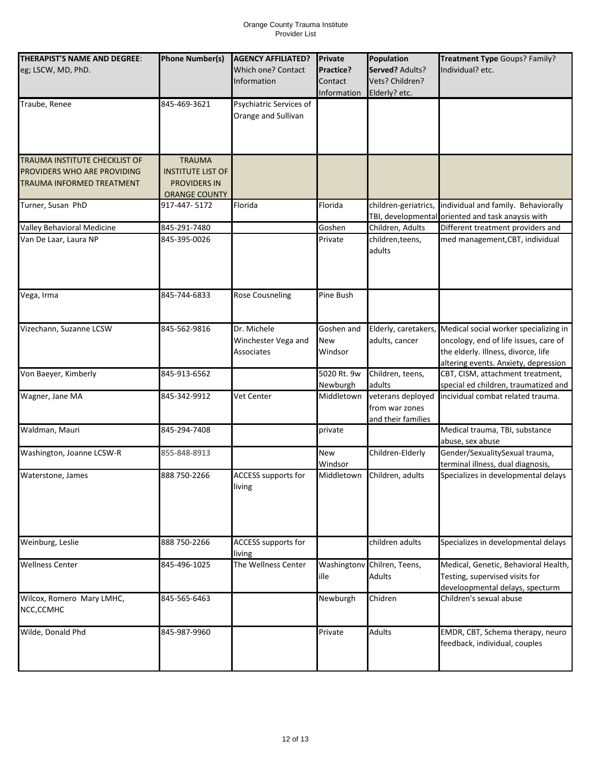Orange County Trauma Institute
Provider List

| **THERAPIST'S NAME AND DEGREE**: eg; LSCW, MD, PhD. | **Phone Number(s)** | **AGENCY AFFILIATED?** Which one? Contact Information | **Private Practice?** Contact Information | **Population Served?** Adults? Vets? Children? Elderly? etc. | **Treatment Type** Goups? Family? Individual? etc. |
|---|---|---|---|---|---|
| Traube, Renee | 845-469-3621 | Psychiatric Services of Orange and Sullivan | | | |
| TRAUMA INSTITUTE CHECKLIST OF PROVIDERS WHO ARE PROVIDING TRAUMA INFORMED TREATMENT | TRAUMA INSTITUTE LIST OF PROVIDERS IN ORANGE COUNTY | | | | |
| Turner, Susan PhD | 917-447- 5172 | Florida | Florida | children-geriatrics, TBI, developmental | individual and family. Behaviorally oriented and task anaysis with |
| Valley Behavioral Medicine | 845-291-7480 | | Goshen | Children, Adults | Different treatment providers and |
| Van De Laar, Laura NP | 845-395-0026 | | Private | children,teens, adults | med management,CBT, individual |
| Vega, Irma | 845-744-6833 | Rose Cousneling | Pine Bush | | |
| Vizechann, Suzanne LCSW | 845-562-9816 | Dr. Michele Winchester Vega and Associates | Goshen and New Windsor | Elderly, caretakers, adults, cancer | Medical social worker specializing in oncology, end of life issues, care of the elderly. Illness, divorce, life altering events. Anxiety, depression |
| Von Baeyer, Kimberly | 845-913-6562 | | 5020 Rt. 9w Newburgh | Children, teens, adults | CBT, CISM, attachment treatment, special ed children, traumatized and |
| Wagner, Jane MA | 845-342-9912 | Vet Center | Middletown | veterans deployed from war zones and their families | incividual combat related trauma. |
| Waldman, Mauri | 845-294-7408 | | private | | Medical trauma, TBI, substance abuse, sex abuse |
| Washington, Joanne LCSW-R | 855-848-8913 | | New Windsor | Children-Elderly | Gender/SexualitySexual trauma, terminal illness, dual diagnosis, |
| Waterstone, James | 888 750-2266 | ACCESS supports for living | Middletown | Children, adults | Specializes in developmental delays |
| Weinburg, Leslie | 888 750-2266 | ACCESS supports for living | | children adults | Specializes in developmental delays |
| Wellness Center | 845-496-1025 | The Wellness Center | Washingtonville | Chilren, Teens, Adults | Medical, Genetic, Behavioral Health, Testing, supervised visits for develoopmental delays, specturm |
| Wilcox, Romero Mary LMHC, NCC,CCMHC | 845-565-6463 | | Newburgh | Chidren | Children's sexual abuse |
| Wilde, Donald Phd | 845-987-9960 | | Private | Adults | EMDR, CBT, Schema therapy, neuro feedback, individual, couples |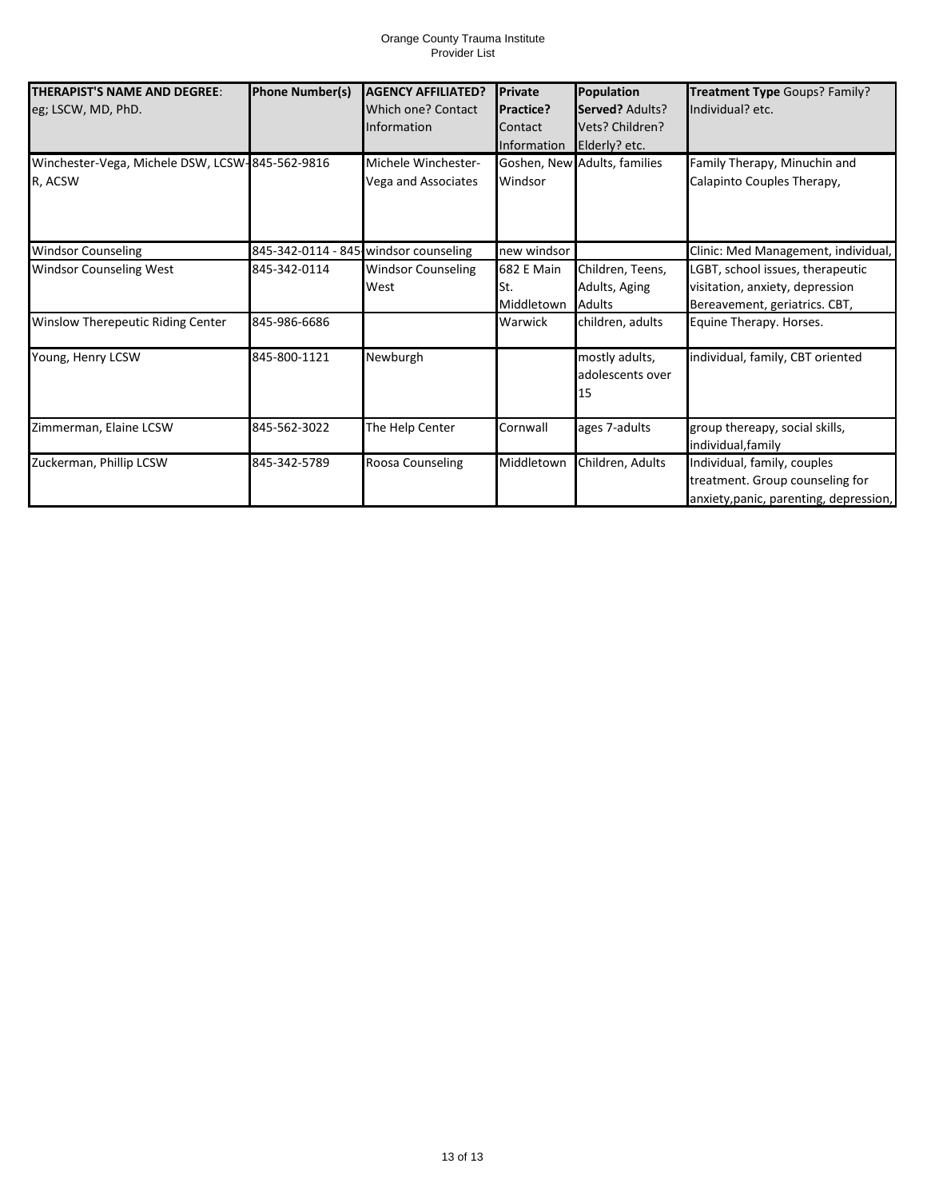| **THERAPIST'S NAME AND DEGREE**: eg; LSCW, MD, PhD. | **Phone Number(s)** | **AGENCY AFFILIATED?** Which one? Contact Information | **Private Practice?** Contact Information | **Population Served?** Adults? Vets? Children? Elderly? etc. | **Treatment Type** Goups? Family? Individual? etc. |
|---|---|---|---|---|---|
| Winchester-Vega, Michele DSW, LCSW-R, ACSW | 845-562-9816 | Michele Winchester-Vega and Associates | Goshen, New Windsor | Adults, families | Family Therapy, Minuchin and Calapinto Couples Therapy, |
| Windsor Counseling | 845-342-0114 - 845- | windsor counseling | new windsor | | Clinic: Med Management, individual, |
| Windsor Counseling West | 845-342-0114 | Windsor Counseling West | 682 E Main St. Middletown | Children, Teens, Adults, Aging Adults | LGBT, school issues, therapeutic visitation, anxiety, depression Bereavement, geriatrics. CBT, |
| Winslow Therepeutic Riding Center | 845-986-6686 | | Warwick | children, adults | Equine Therapy. Horses. |
| Young, Henry LCSW | 845-800-1121 | Newburgh | | mostly adults, adolescents over 15 | individual, family, CBT oriented |
| Zimmerman, Elaine LCSW | 845-562-3022 | The Help Center | Cornwall | ages 7-adults | group thereapy, social skills, individual,family |
| Zuckerman, Phillip LCSW | 845-342-5789 | Roosa Counseling | Middletown | Children, Adults | Individual, family, couples treatment. Group counseling for anxiety,panic, parenting, depression, |